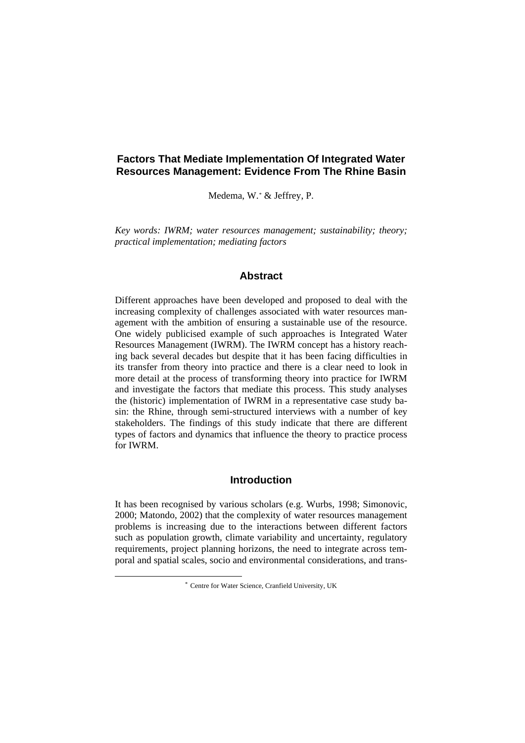# Factors That Mediate Implementation Of Integrated Water Resources Management: Evidence From The Rhine Basin

Medema, W.* & Jeffrey, P.

*Key words: IWRM; water resources management; sustainability; theory; practical implementation; mediating factors*

## Abstract

Different approaches have been developed and proposed to deal with the increasing complexity of challenges associated with water resources management with the ambition of ensuring a sustainable use of the resource. One widely publicised example of such approaches is Integrated Water Resources Management (IWRM). The IWRM concept has a history reaching back several decades but despite that it has been facing difficulties in its transfer from theory into practice and there is a clear need to look in more detail at the process of transforming theory into practice for IWRM and investigate the factors that mediate this process. This study analyses the (historic) implementation of IWRM in a representative case study basin: the Rhine, through semi-structured interviews with a number of key stakeholders. The findings of this study indicate that there are different types of factors and dynamics that influence the theory to practice process for IWRM.

## Introduction

It has been recognised by various scholars (e.g. Wurbs, 1998; Simonovic, 2000; Matondo, 2002) that the complexity of water resources management problems is increasing due to the interactions between different factors such as population growth, climate variability and uncertainty, regulatory requirements, project planning horizons, the need to integrate across temporal and spatial scales, socio and environmental considerations, and trans-

* Centre for Water Science, Cranfield University, UK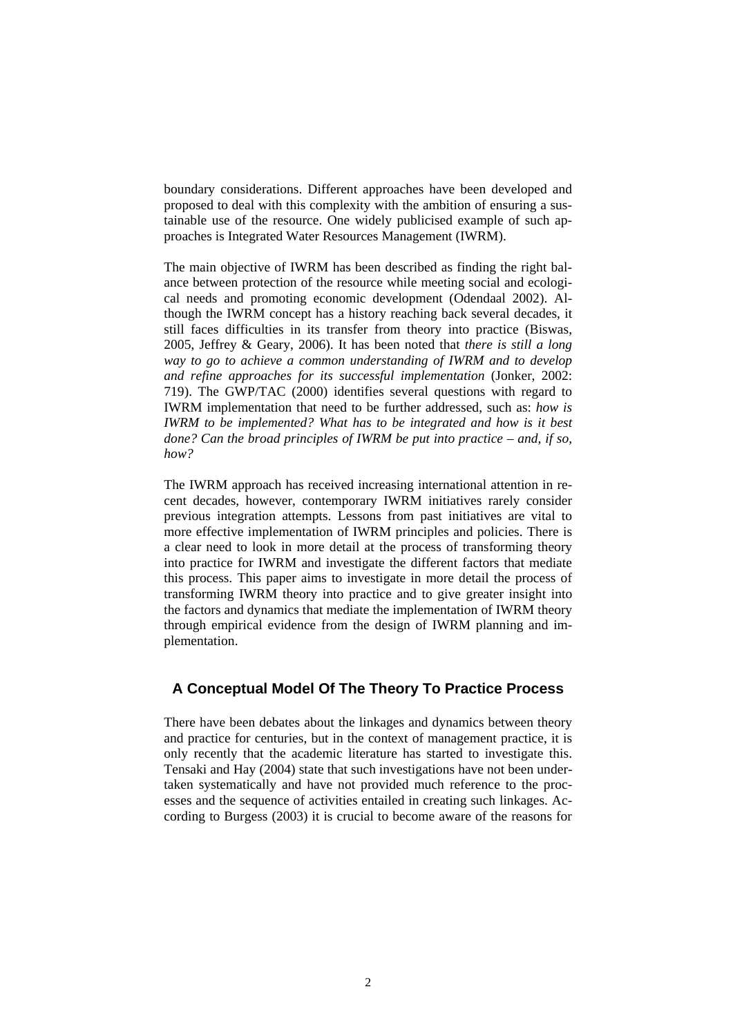boundary considerations. Different approaches have been developed and proposed to deal with this complexity with the ambition of ensuring a sustainable use of the resource. One widely publicised example of such approaches is Integrated Water Resources Management (IWRM).

The main objective of IWRM has been described as finding the right balance between protection of the resource while meeting social and ecological needs and promoting economic development (Odendaal 2002). Although the IWRM concept has a history reaching back several decades, it still faces difficulties in its transfer from theory into practice (Biswas, 2005, Jeffrey & Geary, 2006). It has been noted that *there is still a long way to go to achieve a common understanding of IWRM and to develop and refine approaches for its successful implementation* (Jonker, 2002: 719). The GWP/TAC (2000) identifies several questions with regard to IWRM implementation that need to be further addressed, such as: *how is IWRM to be implemented? What has to be integrated and how is it best done? Can the broad principles of IWRM be put into practice – and, if so, how?*

The IWRM approach has received increasing international attention in recent decades, however, contemporary IWRM initiatives rarely consider previous integration attempts. Lessons from past initiatives are vital to more effective implementation of IWRM principles and policies. There is a clear need to look in more detail at the process of transforming theory into practice for IWRM and investigate the different factors that mediate this process. This paper aims to investigate in more detail the process of transforming IWRM theory into practice and to give greater insight into the factors and dynamics that mediate the implementation of IWRM theory through empirical evidence from the design of IWRM planning and implementation.

## A Conceptual Model Of The Theory To Practice Process

There have been debates about the linkages and dynamics between theory and practice for centuries, but in the context of management practice, it is only recently that the academic literature has started to investigate this. Tensaki and Hay (2004) state that such investigations have not been undertaken systematically and have not provided much reference to the processes and the sequence of activities entailed in creating such linkages. According to Burgess (2003) it is crucial to become aware of the reasons for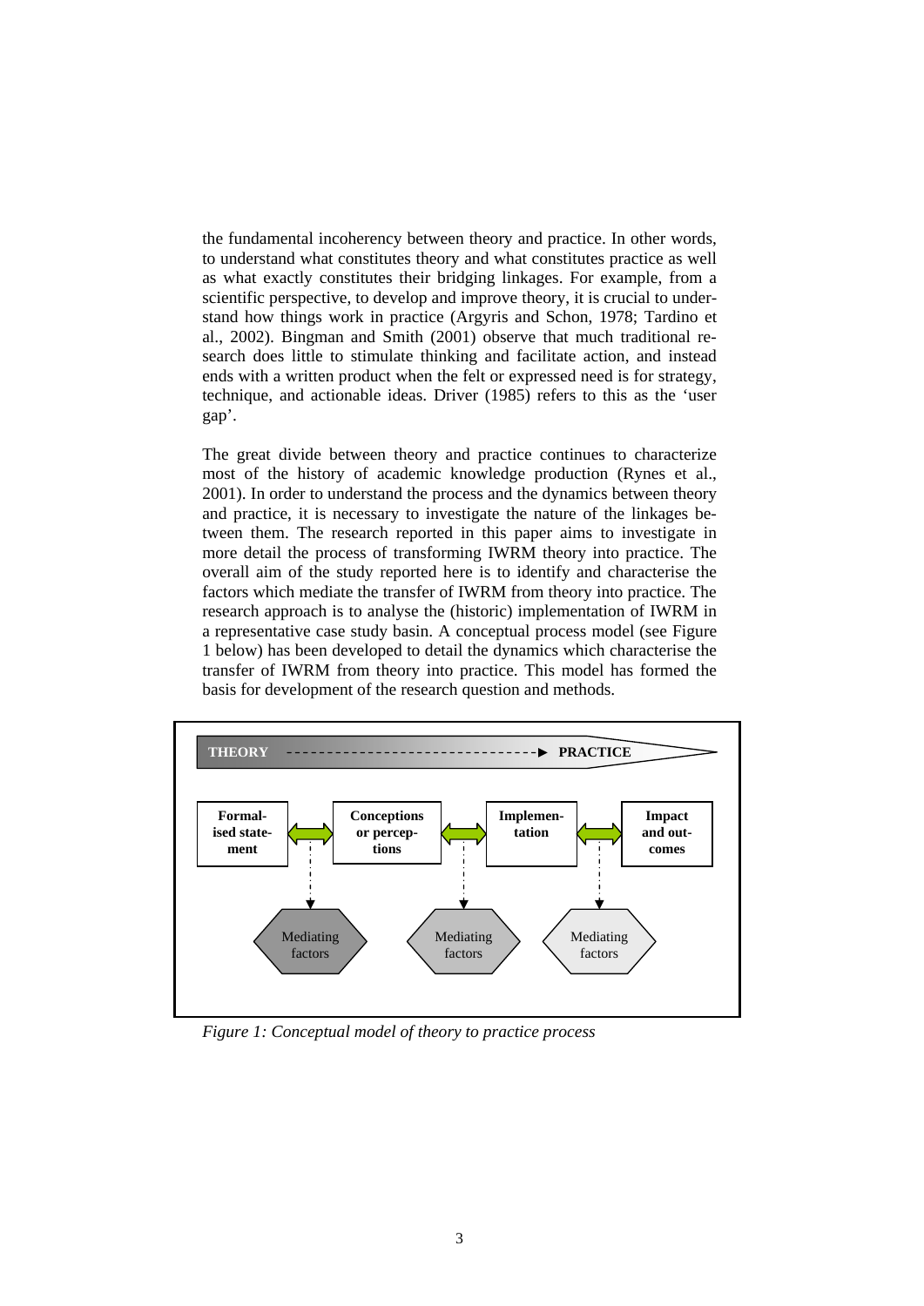the fundamental incoherency between theory and practice. In other words, to understand what constitutes theory and what constitutes practice as well as what exactly constitutes their bridging linkages. For example, from a scientific perspective, to develop and improve theory, it is crucial to understand how things work in practice (Argyris and Schon, 1978; Tardino et al., 2002). Bingman and Smith (2001) observe that much traditional research does little to stimulate thinking and facilitate action, and instead ends with a written product when the felt or expressed need is for strategy, technique, and actionable ideas. Driver (1985) refers to this as the 'user gap'.

The great divide between theory and practice continues to characterize most of the history of academic knowledge production (Rynes et al., 2001). In order to understand the process and the dynamics between theory and practice, it is necessary to investigate the nature of the linkages between them. The research reported in this paper aims to investigate in more detail the process of transforming IWRM theory into practice. The overall aim of the study reported here is to identify and characterise the factors which mediate the transfer of IWRM from theory into practice. The research approach is to analyse the (historic) implementation of IWRM in a representative case study basin. A conceptual process model (see Figure 1 below) has been developed to detail the dynamics which characterise the transfer of IWRM from theory into practice. This model has formed the basis for development of the research question and methods.

THEORY → PRACTICE

Formalised statement ↔ Conceptions or perceptions ↔ Implementation ↔ Impact and outcomes

Mediating factors | Mediating factors | Mediating factors

*Figure 1: Conceptual model of theory to practice process*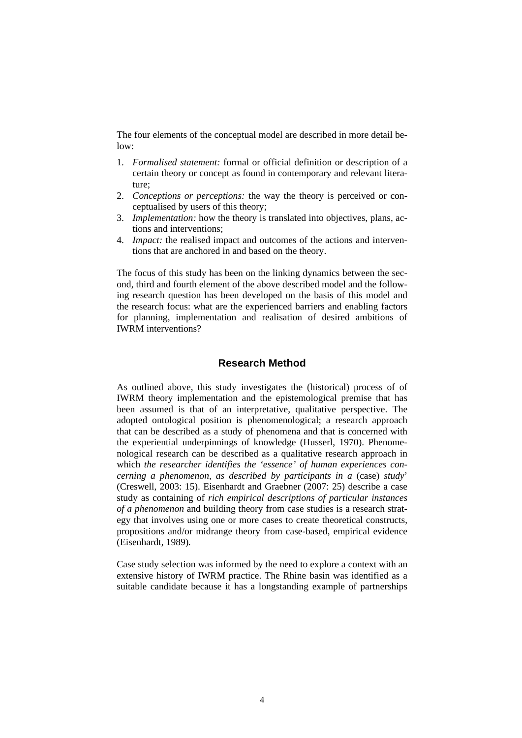The four elements of the conceptual model are described in more detail below:

1. *Formalised statement:* formal or official definition or description of a certain theory or concept as found in contemporary and relevant literature;
2. *Conceptions or perceptions:* the way the theory is perceived or conceptualised by users of this theory;
3. *Implementation:* how the theory is translated into objectives, plans, actions and interventions;
4. *Impact:* the realised impact and outcomes of the actions and interventions that are anchored in and based on the theory.

The focus of this study has been on the linking dynamics between the second, third and fourth element of the above described model and the following research question has been developed on the basis of this model and the research focus: what are the experienced barriers and enabling factors for planning, implementation and realisation of desired ambitions of IWRM interventions?

## Research Method

As outlined above, this study investigates the (historical) process of of IWRM theory implementation and the epistemological premise that has been assumed is that of an interpretative, qualitative perspective. The adopted ontological position is phenomenological; a research approach that can be described as a study of phenomena and that is concerned with the experiential underpinnings of knowledge (Husserl, 1970). Phenomenological research can be described as a qualitative research approach in which *the researcher identifies the 'essence' of human experiences concerning a phenomenon, as described by participants in a* (case) *study*' (Creswell, 2003: 15). Eisenhardt and Graebner (2007: 25) describe a case study as containing of *rich empirical descriptions of particular instances of a phenomenon* and building theory from case studies is a research strategy that involves using one or more cases to create theoretical constructs, propositions and/or midrange theory from case-based, empirical evidence (Eisenhardt, 1989)*.*

Case study selection was informed by the need to explore a context with an extensive history of IWRM practice. The Rhine basin was identified as a suitable candidate because it has a longstanding example of partnerships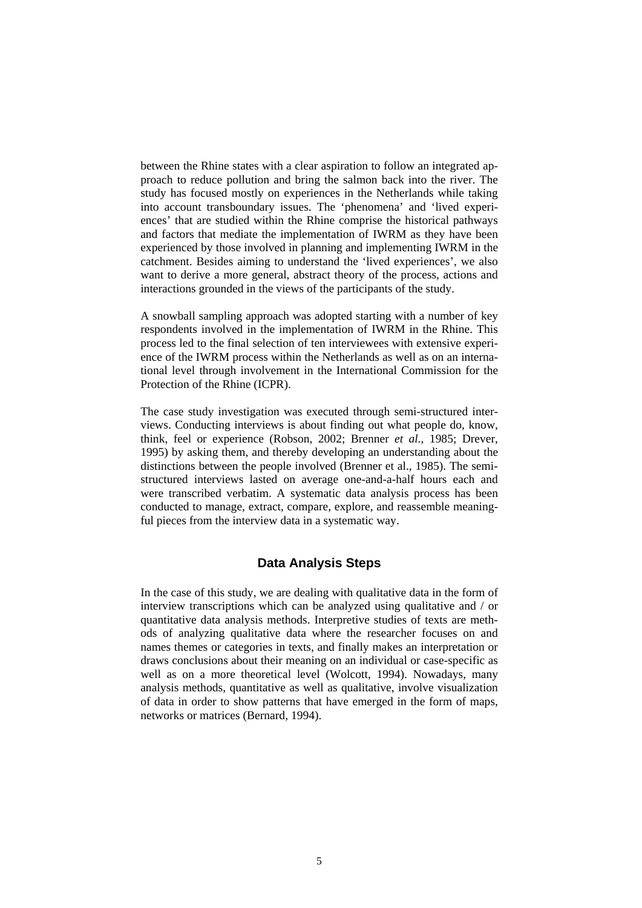between the Rhine states with a clear aspiration to follow an integrated approach to reduce pollution and bring the salmon back into the river. The study has focused mostly on experiences in the Netherlands while taking into account transboundary issues. The 'phenomena' and 'lived experiences' that are studied within the Rhine comprise the historical pathways and factors that mediate the implementation of IWRM as they have been experienced by those involved in planning and implementing IWRM in the catchment. Besides aiming to understand the 'lived experiences', we also want to derive a more general, abstract theory of the process, actions and interactions grounded in the views of the participants of the study.

A snowball sampling approach was adopted starting with a number of key respondents involved in the implementation of IWRM in the Rhine. This process led to the final selection of ten interviewees with extensive experience of the IWRM process within the Netherlands as well as on an international level through involvement in the International Commission for the Protection of the Rhine (ICPR).

The case study investigation was executed through semi-structured interviews. Conducting interviews is about finding out what people do, know, think, feel or experience (Robson, 2002; Brenner *et al.*, 1985; Drever, 1995) by asking them, and thereby developing an understanding about the distinctions between the people involved (Brenner et al., 1985). The semi-structured interviews lasted on average one-and-a-half hours each and were transcribed verbatim. A systematic data analysis process has been conducted to manage, extract, compare, explore, and reassemble meaningful pieces from the interview data in a systematic way.

## Data Analysis Steps

In the case of this study, we are dealing with qualitative data in the form of interview transcriptions which can be analyzed using qualitative and / or quantitative data analysis methods. Interpretive studies of texts are methods of analyzing qualitative data where the researcher focuses on and names themes or categories in texts, and finally makes an interpretation or draws conclusions about their meaning on an individual or case-specific as well as on a more theoretical level (Wolcott, 1994). Nowadays, many analysis methods, quantitative as well as qualitative, involve visualization of data in order to show patterns that have emerged in the form of maps, networks or matrices (Bernard, 1994).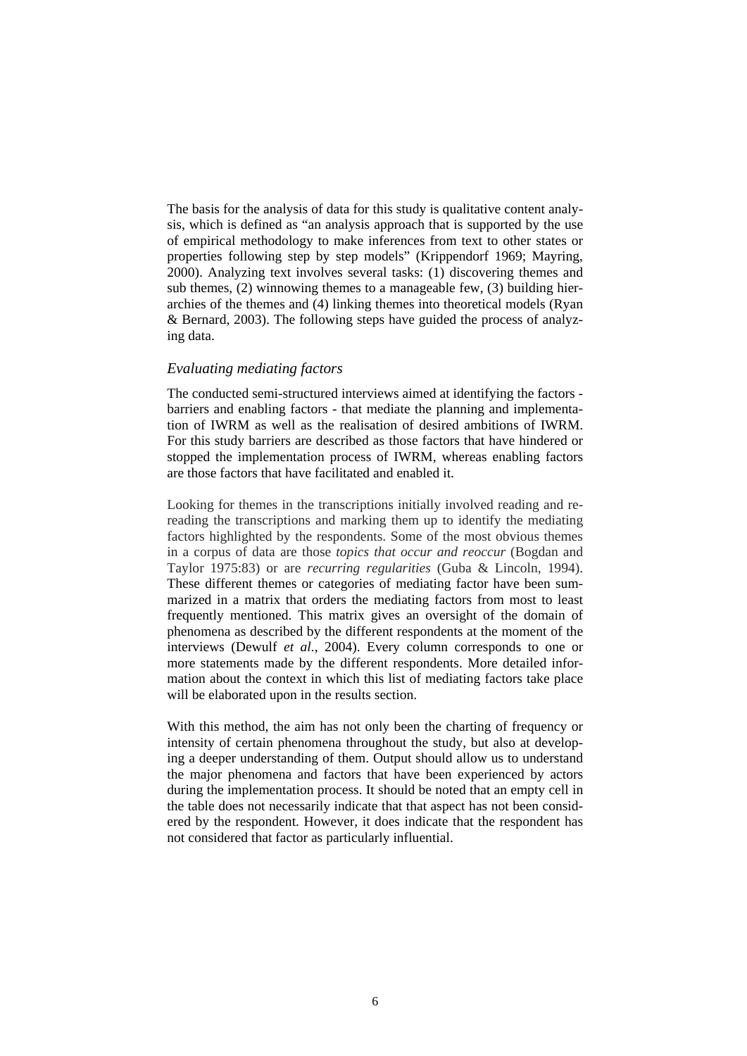The basis for the analysis of data for this study is qualitative content analysis, which is defined as "an analysis approach that is supported by the use of empirical methodology to make inferences from text to other states or properties following step by step models" (Krippendorf 1969; Mayring, 2000). Analyzing text involves several tasks: (1) discovering themes and sub themes, (2) winnowing themes to a manageable few, (3) building hierarchies of the themes and (4) linking themes into theoretical models (Ryan & Bernard, 2003). The following steps have guided the process of analyzing data.

### *Evaluating mediating factors*

The conducted semi-structured interviews aimed at identifying the factors - barriers and enabling factors - that mediate the planning and implementation of IWRM as well as the realisation of desired ambitions of IWRM. For this study barriers are described as those factors that have hindered or stopped the implementation process of IWRM, whereas enabling factors are those factors that have facilitated and enabled it.

Looking for themes in the transcriptions initially involved reading and re-reading the transcriptions and marking them up to identify the mediating factors highlighted by the respondents. Some of the most obvious themes in a corpus of data are those *topics that occur and reoccur* (Bogdan and Taylor 1975:83) or are *recurring regularities* (Guba & Lincoln, 1994). These different themes or categories of mediating factor have been summarized in a matrix that orders the mediating factors from most to least frequently mentioned. This matrix gives an oversight of the domain of phenomena as described by the different respondents at the moment of the interviews (Dewulf *et al.*, 2004). Every column corresponds to one or more statements made by the different respondents. More detailed information about the context in which this list of mediating factors take place will be elaborated upon in the results section.

With this method, the aim has not only been the charting of frequency or intensity of certain phenomena throughout the study, but also at developing a deeper understanding of them. Output should allow us to understand the major phenomena and factors that have been experienced by actors during the implementation process. It should be noted that an empty cell in the table does not necessarily indicate that that aspect has not been considered by the respondent. However, it does indicate that the respondent has not considered that factor as particularly influential.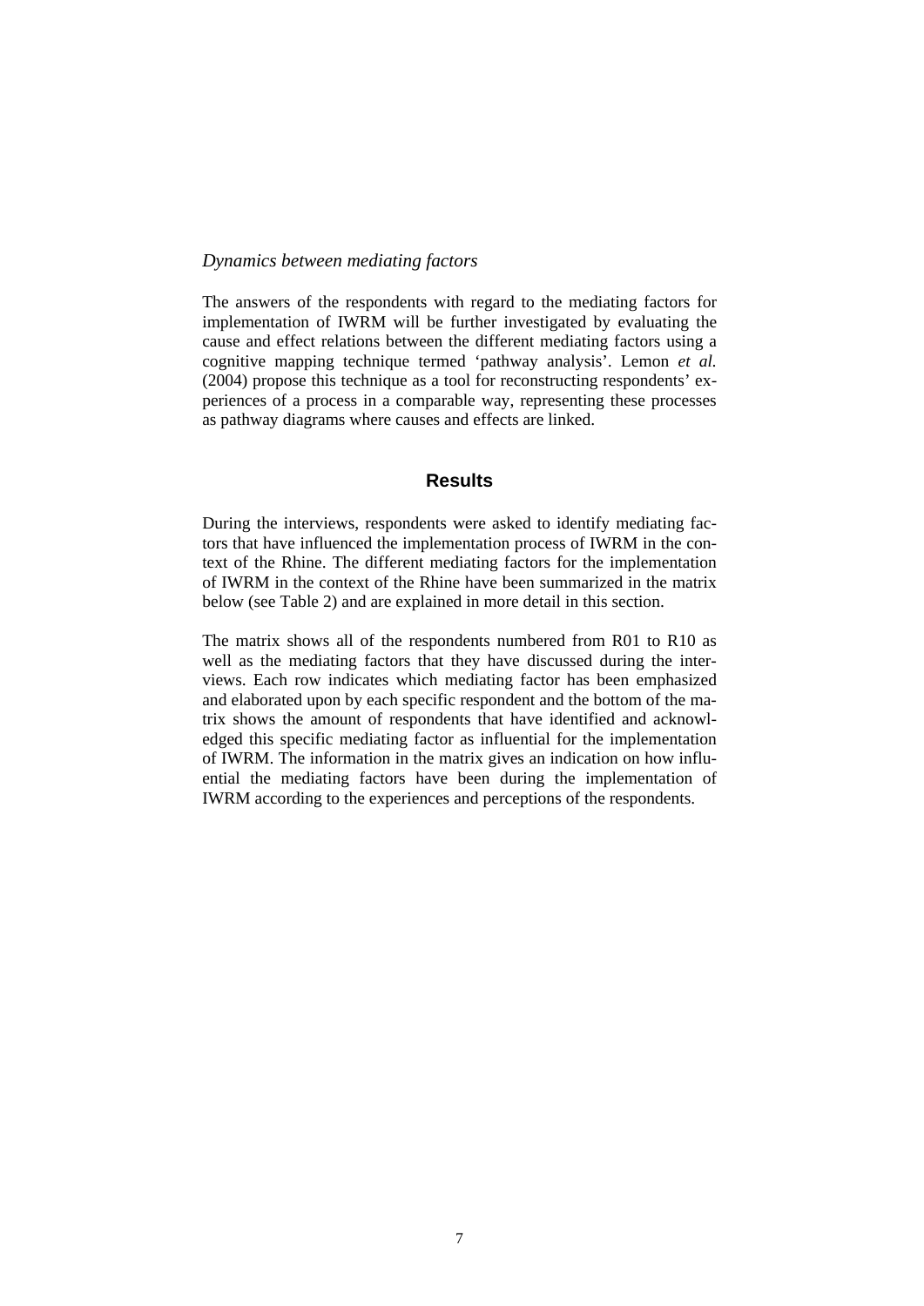*Dynamics between mediating factors*

The answers of the respondents with regard to the mediating factors for implementation of IWRM will be further investigated by evaluating the cause and effect relations between the different mediating factors using a cognitive mapping technique termed 'pathway analysis'. Lemon *et al.* (2004) propose this technique as a tool for reconstructing respondents' experiences of a process in a comparable way, representing these processes as pathway diagrams where causes and effects are linked.

## Results

During the interviews, respondents were asked to identify mediating factors that have influenced the implementation process of IWRM in the context of the Rhine. The different mediating factors for the implementation of IWRM in the context of the Rhine have been summarized in the matrix below (see Table 2) and are explained in more detail in this section.

The matrix shows all of the respondents numbered from R01 to R10 as well as the mediating factors that they have discussed during the interviews. Each row indicates which mediating factor has been emphasized and elaborated upon by each specific respondent and the bottom of the matrix shows the amount of respondents that have identified and acknowledged this specific mediating factor as influential for the implementation of IWRM. The information in the matrix gives an indication on how influential the mediating factors have been during the implementation of IWRM according to the experiences and perceptions of the respondents.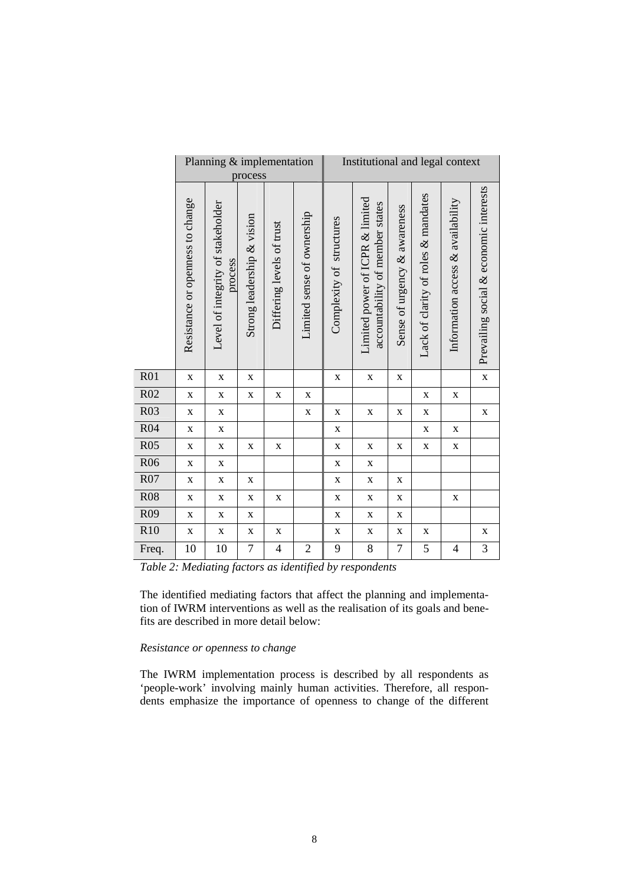| | Planning & implementation process | | | | | Institutional and legal context | | | | | |
|---|---|---|---|---|---|---|---|---|---|---|---|
| | Resistance or openness to change | Level of integrity of stakeholder process | Strong leadership & vision | Differing levels of trust | Limited sense of ownership | Complexity of structures | Limited power of ICPR & limited accountability of member states | Sense of urgency & awareness | Lack of clarity of roles & mandates | Information access & availability | Prevailing social & economic interests |
| R01 | x | x | x | | | x | x | x | | | x |
| R02 | x | x | x | x | x | | | | x | x | |
| R03 | x | x | | | x | x | x | x | x | | x |
| R04 | x | x | | | | x | | | x | x | |
| R05 | x | x | x | x | | x | x | x | x | x | |
| R06 | x | x | | | | x | x | | | | |
| R07 | x | x | x | | | x | x | x | | | |
| R08 | x | x | x | x | | x | x | x | | x | |
| R09 | x | x | x | | | x | x | x | | | |
| R10 | x | x | x | x | | x | x | x | x | | x |
| Freq. | 10 | 10 | 7 | 4 | 2 | 9 | 8 | 7 | 5 | 4 | 3 |

*Table 2: Mediating factors as identified by respondents*

The identified mediating factors that affect the planning and implementation of IWRM interventions as well as the realisation of its goals and benefits are described in more detail below:

*Resistance or openness to change*

The IWRM implementation process is described by all respondents as 'people-work' involving mainly human activities. Therefore, all respondents emphasize the importance of openness to change of the different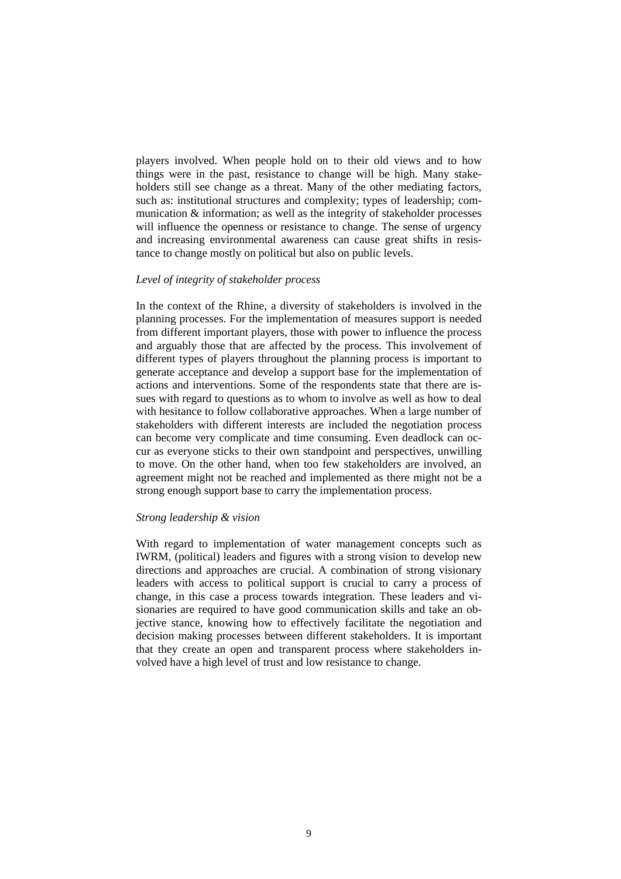players involved. When people hold on to their old views and to how things were in the past, resistance to change will be high. Many stakeholders still see change as a threat. Many of the other mediating factors, such as: institutional structures and complexity; types of leadership; communication & information; as well as the integrity of stakeholder processes will influence the openness or resistance to change. The sense of urgency and increasing environmental awareness can cause great shifts in resistance to change mostly on political but also on public levels.

*Level of integrity of stakeholder process*

In the context of the Rhine, a diversity of stakeholders is involved in the planning processes. For the implementation of measures support is needed from different important players, those with power to influence the process and arguably those that are affected by the process. This involvement of different types of players throughout the planning process is important to generate acceptance and develop a support base for the implementation of actions and interventions. Some of the respondents state that there are issues with regard to questions as to whom to involve as well as how to deal with hesitance to follow collaborative approaches. When a large number of stakeholders with different interests are included the negotiation process can become very complicate and time consuming. Even deadlock can occur as everyone sticks to their own standpoint and perspectives, unwilling to move. On the other hand, when too few stakeholders are involved, an agreement might not be reached and implemented as there might not be a strong enough support base to carry the implementation process.

*Strong leadership & vision*

With regard to implementation of water management concepts such as IWRM, (political) leaders and figures with a strong vision to develop new directions and approaches are crucial. A combination of strong visionary leaders with access to political support is crucial to carry a process of change, in this case a process towards integration. These leaders and visionaries are required to have good communication skills and take an objective stance, knowing how to effectively facilitate the negotiation and decision making processes between different stakeholders. It is important that they create an open and transparent process where stakeholders involved have a high level of trust and low resistance to change.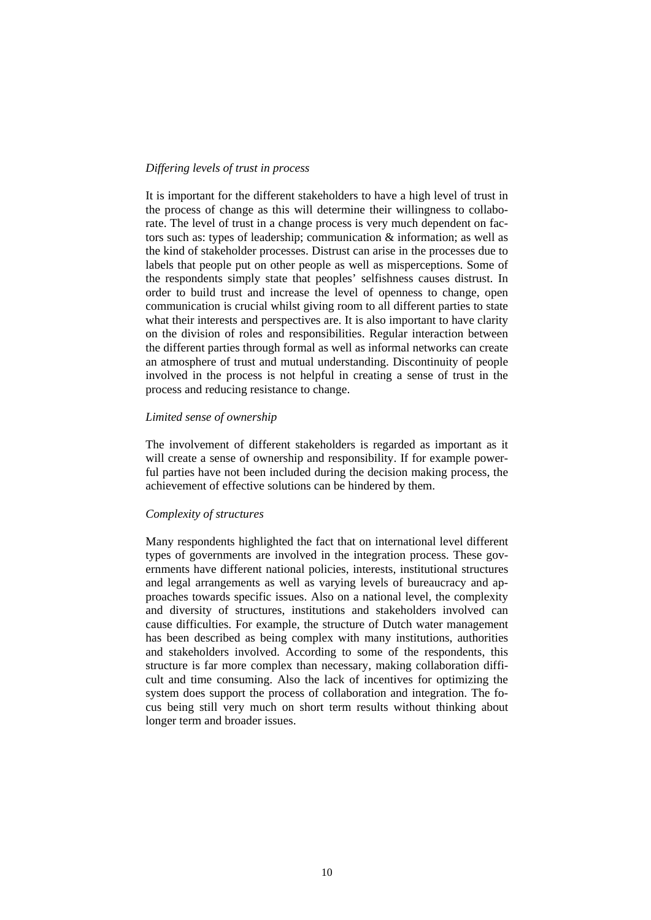*Differing levels of trust in process*

It is important for the different stakeholders to have a high level of trust in the process of change as this will determine their willingness to collaborate. The level of trust in a change process is very much dependent on factors such as: types of leadership; communication & information; as well as the kind of stakeholder processes. Distrust can arise in the processes due to labels that people put on other people as well as misperceptions. Some of the respondents simply state that peoples' selfishness causes distrust. In order to build trust and increase the level of openness to change, open communication is crucial whilst giving room to all different parties to state what their interests and perspectives are. It is also important to have clarity on the division of roles and responsibilities. Regular interaction between the different parties through formal as well as informal networks can create an atmosphere of trust and mutual understanding. Discontinuity of people involved in the process is not helpful in creating a sense of trust in the process and reducing resistance to change.

*Limited sense of ownership*

The involvement of different stakeholders is regarded as important as it will create a sense of ownership and responsibility. If for example powerful parties have not been included during the decision making process, the achievement of effective solutions can be hindered by them.

*Complexity of structures*

Many respondents highlighted the fact that on international level different types of governments are involved in the integration process. These governments have different national policies, interests, institutional structures and legal arrangements as well as varying levels of bureaucracy and approaches towards specific issues. Also on a national level, the complexity and diversity of structures, institutions and stakeholders involved can cause difficulties. For example, the structure of Dutch water management has been described as being complex with many institutions, authorities and stakeholders involved. According to some of the respondents, this structure is far more complex than necessary, making collaboration difficult and time consuming. Also the lack of incentives for optimizing the system does support the process of collaboration and integration. The focus being still very much on short term results without thinking about longer term and broader issues.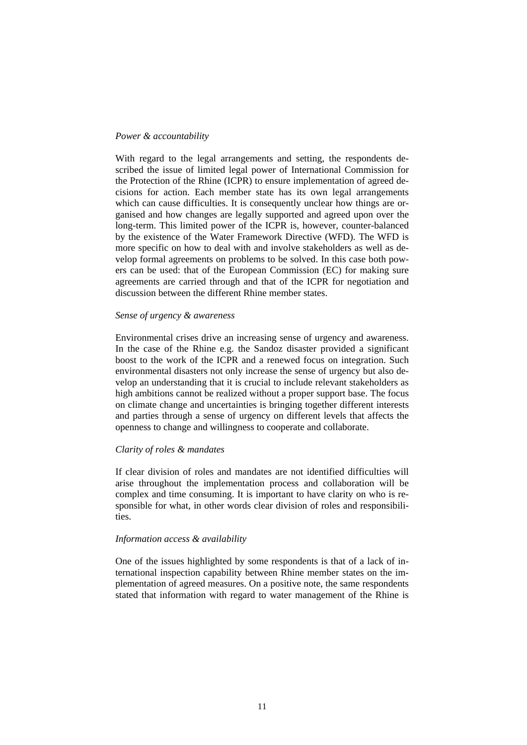*Power & accountability*

With regard to the legal arrangements and setting, the respondents described the issue of limited legal power of International Commission for the Protection of the Rhine (ICPR) to ensure implementation of agreed decisions for action. Each member state has its own legal arrangements which can cause difficulties. It is consequently unclear how things are organised and how changes are legally supported and agreed upon over the long-term. This limited power of the ICPR is, however, counter-balanced by the existence of the Water Framework Directive (WFD). The WFD is more specific on how to deal with and involve stakeholders as well as develop formal agreements on problems to be solved. In this case both powers can be used: that of the European Commission (EC) for making sure agreements are carried through and that of the ICPR for negotiation and discussion between the different Rhine member states.

*Sense of urgency & awareness*

Environmental crises drive an increasing sense of urgency and awareness. In the case of the Rhine e.g. the Sandoz disaster provided a significant boost to the work of the ICPR and a renewed focus on integration. Such environmental disasters not only increase the sense of urgency but also develop an understanding that it is crucial to include relevant stakeholders as high ambitions cannot be realized without a proper support base. The focus on climate change and uncertainties is bringing together different interests and parties through a sense of urgency on different levels that affects the openness to change and willingness to cooperate and collaborate.

*Clarity of roles & mandates*

If clear division of roles and mandates are not identified difficulties will arise throughout the implementation process and collaboration will be complex and time consuming. It is important to have clarity on who is responsible for what, in other words clear division of roles and responsibilities.

*Information access & availability*

One of the issues highlighted by some respondents is that of a lack of international inspection capability between Rhine member states on the implementation of agreed measures. On a positive note, the same respondents stated that information with regard to water management of the Rhine is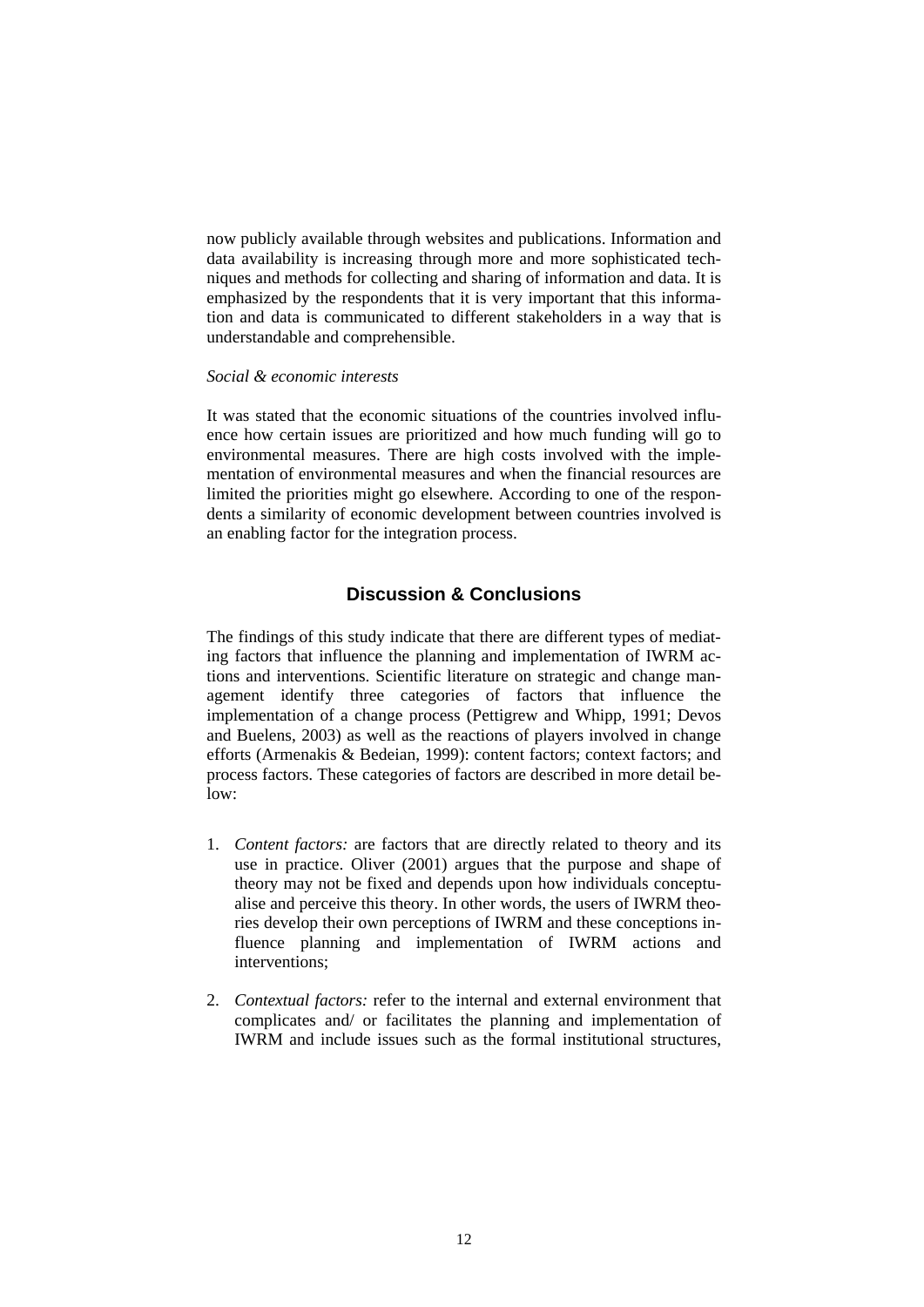now publicly available through websites and publications. Information and data availability is increasing through more and more sophisticated techniques and methods for collecting and sharing of information and data. It is emphasized by the respondents that it is very important that this information and data is communicated to different stakeholders in a way that is understandable and comprehensible.

*Social & economic interests*

It was stated that the economic situations of the countries involved influence how certain issues are prioritized and how much funding will go to environmental measures. There are high costs involved with the implementation of environmental measures and when the financial resources are limited the priorities might go elsewhere. According to one of the respondents a similarity of economic development between countries involved is an enabling factor for the integration process.

## Discussion & Conclusions

The findings of this study indicate that there are different types of mediating factors that influence the planning and implementation of IWRM actions and interventions. Scientific literature on strategic and change management identify three categories of factors that influence the implementation of a change process (Pettigrew and Whipp, 1991; Devos and Buelens, 2003) as well as the reactions of players involved in change efforts (Armenakis & Bedeian, 1999): content factors; context factors; and process factors. These categories of factors are described in more detail below:

1. *Content factors:* are factors that are directly related to theory and its use in practice. Oliver (2001) argues that the purpose and shape of theory may not be fixed and depends upon how individuals conceptualise and perceive this theory. In other words, the users of IWRM theories develop their own perceptions of IWRM and these conceptions influence planning and implementation of IWRM actions and interventions;

2. *Contextual factors:* refer to the internal and external environment that complicates and/ or facilitates the planning and implementation of IWRM and include issues such as the formal institutional structures,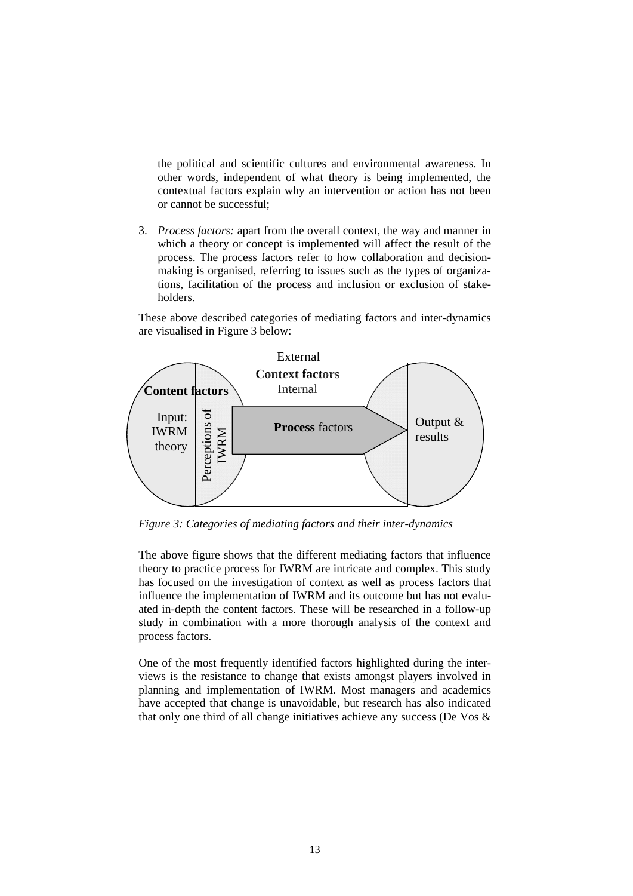the political and scientific cultures and environmental awareness. In other words, independent of what theory is being implemented, the contextual factors explain why an intervention or action has not been or cannot be successful;

3. *Process factors:* apart from the overall context, the way and manner in which a theory or concept is implemented will affect the result of the process. The process factors refer to how collaboration and decision-making is organised, referring to issues such as the types of organizations, facilitation of the process and inclusion or exclusion of stakeholders.

These above described categories of mediating factors and inter-dynamics are visualised in Figure 3 below:

External

**Context factors**

Internal

**Content factors**

Input: IWRM theory

Perceptions of IWRM

**Process** factors

Output & results

*Figure 3: Categories of mediating factors and their inter-dynamics*

The above figure shows that the different mediating factors that influence theory to practice process for IWRM are intricate and complex. This study has focused on the investigation of context as well as process factors that influence the implementation of IWRM and its outcome but has not evaluated in-depth the content factors. These will be researched in a follow-up study in combination with a more thorough analysis of the context and process factors.

One of the most frequently identified factors highlighted during the interviews is the resistance to change that exists amongst players involved in planning and implementation of IWRM. Most managers and academics have accepted that change is unavoidable, but research has also indicated that only one third of all change initiatives achieve any success (De Vos &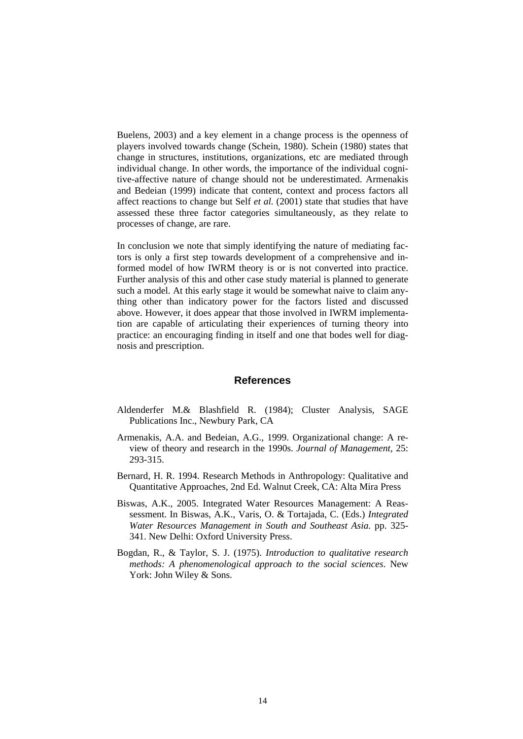Buelens, 2003) and a key element in a change process is the openness of players involved towards change (Schein, 1980). Schein (1980) states that change in structures, institutions, organizations, etc are mediated through individual change. In other words, the importance of the individual cognitive-affective nature of change should not be underestimated. Armenakis and Bedeian (1999) indicate that content, context and process factors all affect reactions to change but Self *et al.* (2001) state that studies that have assessed these three factor categories simultaneously, as they relate to processes of change, are rare.

In conclusion we note that simply identifying the nature of mediating factors is only a first step towards development of a comprehensive and informed model of how IWRM theory is or is not converted into practice. Further analysis of this and other case study material is planned to generate such a model. At this early stage it would be somewhat naive to claim anything other than indicatory power for the factors listed and discussed above. However, it does appear that those involved in IWRM implementation are capable of articulating their experiences of turning theory into practice: an encouraging finding in itself and one that bodes well for diagnosis and prescription.

## References

Aldenderfer M.& Blashfield R. (1984); Cluster Analysis, SAGE Publications Inc., Newbury Park, CA

Armenakis, A.A. and Bedeian, A.G., 1999. Organizational change: A review of theory and research in the 1990s. *Journal of Management*, 25: 293-315.

Bernard, H. R. 1994. Research Methods in Anthropology: Qualitative and Quantitative Approaches, 2nd Ed. Walnut Creek, CA: Alta Mira Press

Biswas, A.K., 2005. Integrated Water Resources Management: A Reassessment. In Biswas, A.K., Varis, O. & Tortajada, C. (Eds.) *Integrated Water Resources Management in South and Southeast Asia.* pp. 325-341. New Delhi: Oxford University Press.

Bogdan, R., & Taylor, S. J. (1975). *Introduction to qualitative research methods: A phenomenological approach to the social sciences*. New York: John Wiley & Sons.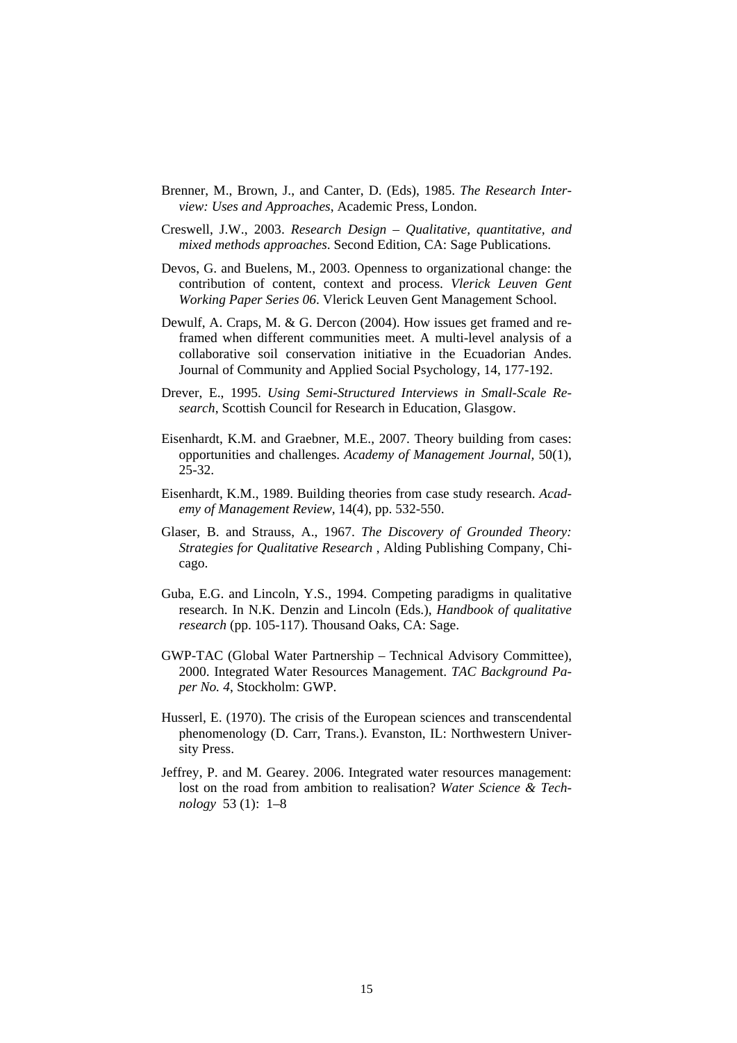Brenner, M., Brown, J., and Canter, D. (Eds), 1985. *The Research Interview: Uses and Approaches*, Academic Press, London.

Creswell, J.W., 2003. *Research Design – Qualitative, quantitative, and mixed methods approaches*. Second Edition, CA: Sage Publications.

Devos, G. and Buelens, M., 2003. Openness to organizational change: the contribution of content, context and process. *Vlerick Leuven Gent Working Paper Series 06*. Vlerick Leuven Gent Management School.

Dewulf, A. Craps, M. & G. Dercon (2004). How issues get framed and reframed when different communities meet. A multi-level analysis of a collaborative soil conservation initiative in the Ecuadorian Andes. Journal of Community and Applied Social Psychology, 14, 177-192.

Drever, E., 1995. *Using Semi-Structured Interviews in Small-Scale Research*, Scottish Council for Research in Education, Glasgow.

Eisenhardt, K.M. and Graebner, M.E., 2007. Theory building from cases: opportunities and challenges. *Academy of Management Journal*, 50(1), 25-32.

Eisenhardt, K.M., 1989. Building theories from case study research. *Academy of Management Review*, 14(4), pp. 532-550.

Glaser, B. and Strauss, A., 1967. *The Discovery of Grounded Theory: Strategies for Qualitative Research* , Alding Publishing Company, Chicago.

Guba, E.G. and Lincoln, Y.S., 1994. Competing paradigms in qualitative research. In N.K. Denzin and Lincoln (Eds.), *Handbook of qualitative research* (pp. 105-117). Thousand Oaks, CA: Sage.

GWP-TAC (Global Water Partnership – Technical Advisory Committee), 2000. Integrated Water Resources Management. *TAC Background Paper No. 4*, Stockholm: GWP.

Husserl, E. (1970). The crisis of the European sciences and transcendental phenomenology (D. Carr, Trans.). Evanston, IL: Northwestern University Press.

Jeffrey, P. and M. Gearey. 2006. Integrated water resources management: lost on the road from ambition to realisation? *Water Science & Technology* 53 (1): 1–8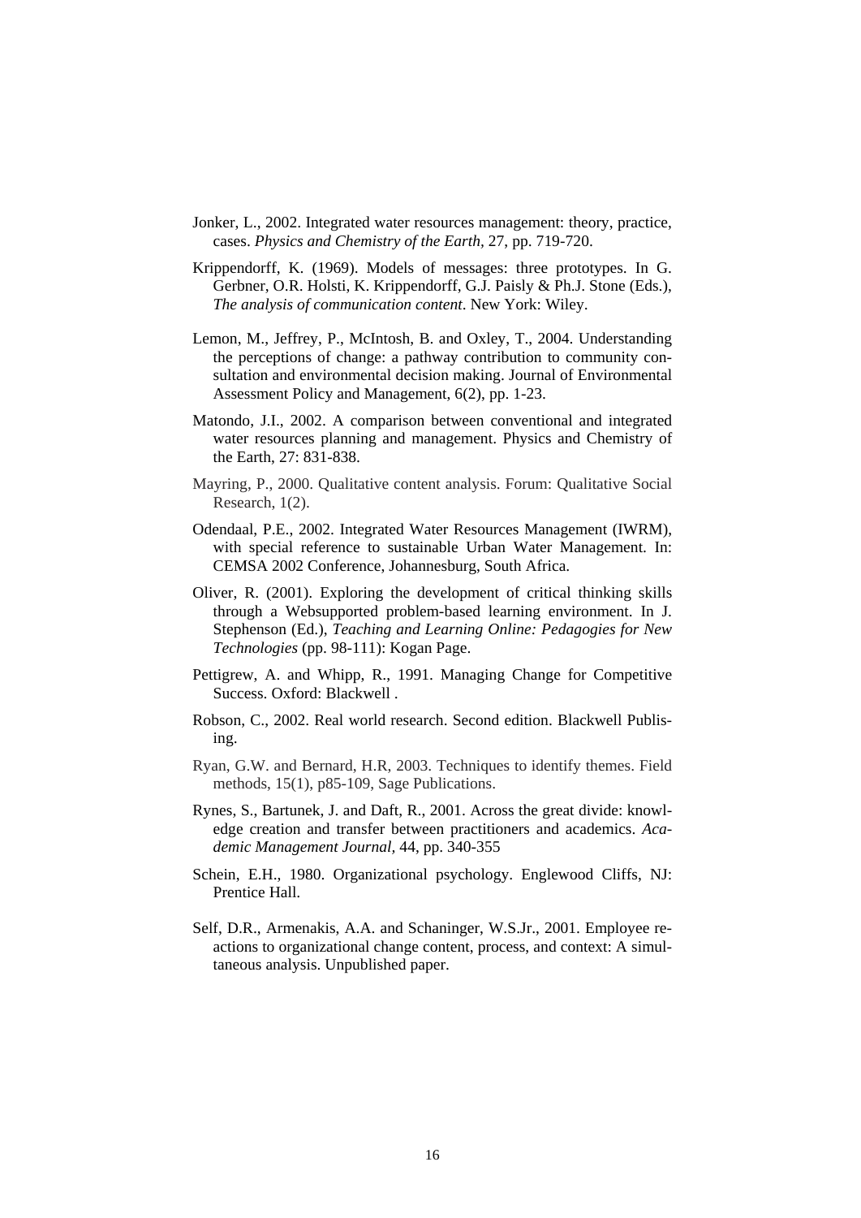Jonker, L., 2002. Integrated water resources management: theory, practice, cases. *Physics and Chemistry of the Earth*, 27, pp. 719-720.

Krippendorff, K. (1969). Models of messages: three prototypes. In G. Gerbner, O.R. Holsti, K. Krippendorff, G.J. Paisly & Ph.J. Stone (Eds.), *The analysis of communication content*. New York: Wiley.

Lemon, M., Jeffrey, P., McIntosh, B. and Oxley, T., 2004. Understanding the perceptions of change: a pathway contribution to community consultation and environmental decision making. Journal of Environmental Assessment Policy and Management, 6(2), pp. 1-23.

Matondo, J.I., 2002. A comparison between conventional and integrated water resources planning and management. Physics and Chemistry of the Earth, 27: 831-838.

Mayring, P., 2000. Qualitative content analysis. Forum: Qualitative Social Research, 1(2).

Odendaal, P.E., 2002. Integrated Water Resources Management (IWRM), with special reference to sustainable Urban Water Management. In: CEMSA 2002 Conference, Johannesburg, South Africa.

Oliver, R. (2001). Exploring the development of critical thinking skills through a Websupported problem-based learning environment. In J. Stephenson (Ed.), *Teaching and Learning Online: Pedagogies for New Technologies* (pp. 98-111): Kogan Page.

Pettigrew, A. and Whipp, R., 1991. Managing Change for Competitive Success. Oxford: Blackwell .

Robson, C., 2002. Real world research. Second edition. Blackwell Publising.

Ryan, G.W. and Bernard, H.R, 2003. Techniques to identify themes. Field methods, 15(1), p85-109, Sage Publications.

Rynes, S., Bartunek, J. and Daft, R., 2001. Across the great divide: knowledge creation and transfer between practitioners and academics. *Academic Management Journal*, 44, pp. 340-355

Schein, E.H., 1980. Organizational psychology. Englewood Cliffs, NJ: Prentice Hall.

Self, D.R., Armenakis, A.A. and Schaninger, W.S.Jr., 2001. Employee reactions to organizational change content, process, and context: A simultaneous analysis. Unpublished paper.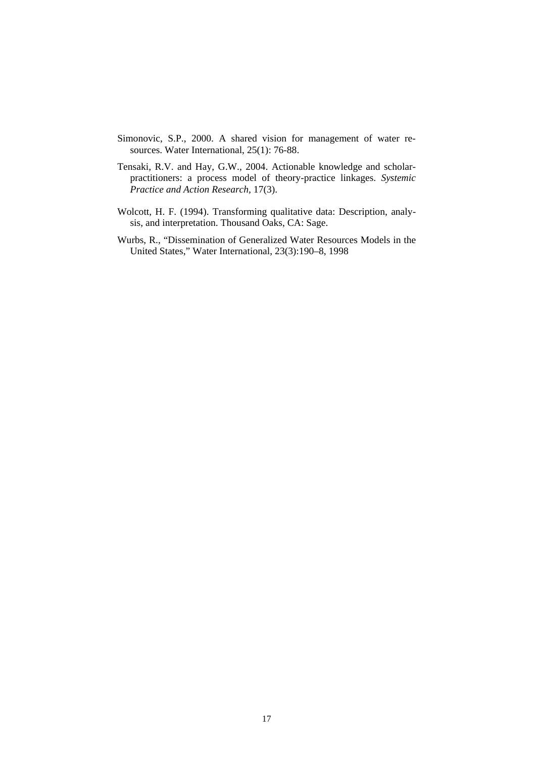Simonovic, S.P., 2000. A shared vision for management of water resources. Water International, 25(1): 76-88.

Tensaki, R.V. and Hay, G.W., 2004. Actionable knowledge and scholar-practitioners: a process model of theory-practice linkages. *Systemic Practice and Action Research*, 17(3).

Wolcott, H. F. (1994). Transforming qualitative data: Description, analysis, and interpretation. Thousand Oaks, CA: Sage.

Wurbs, R., "Dissemination of Generalized Water Resources Models in the United States," Water International, 23(3):190–8, 1998